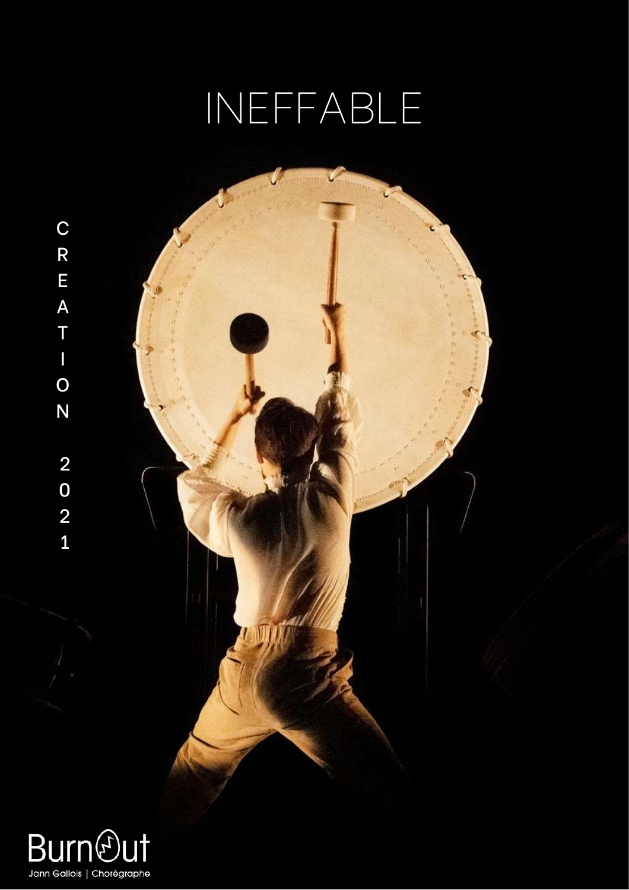# INEFFABLE

CREATION 2021

BurnOut

Jann Gallois | Chorégraphe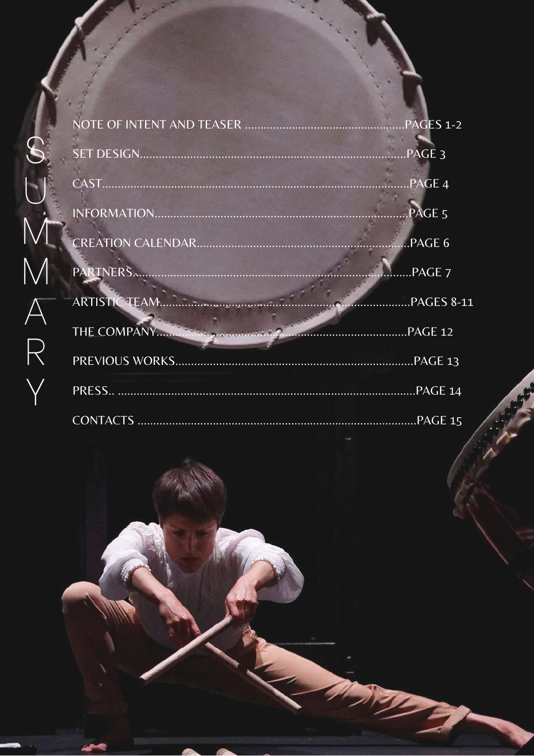# SUMMARY

NOTE OF INTENT AND TEASER ..................................................PAGES 1-2

SET DESIGN..................................................................................PAGE 3

CAST..............................................................................................PAGE 4

INFORMATION...............................................................................PAGE 5

CREATION CALENDAR....................................................................PAGE 6

PARTNERS.......................................................................................PAGE 7

ARTISTIC TEAM..............................................................................PAGES 8-11

THE COMPANY.................................................................................PAGE 12

PREVIOUS WORKS...........................................................................PAGE 13

PRESS.. ...........................................................................................PAGE 14

CONTACTS .......................................................................................PAGE 15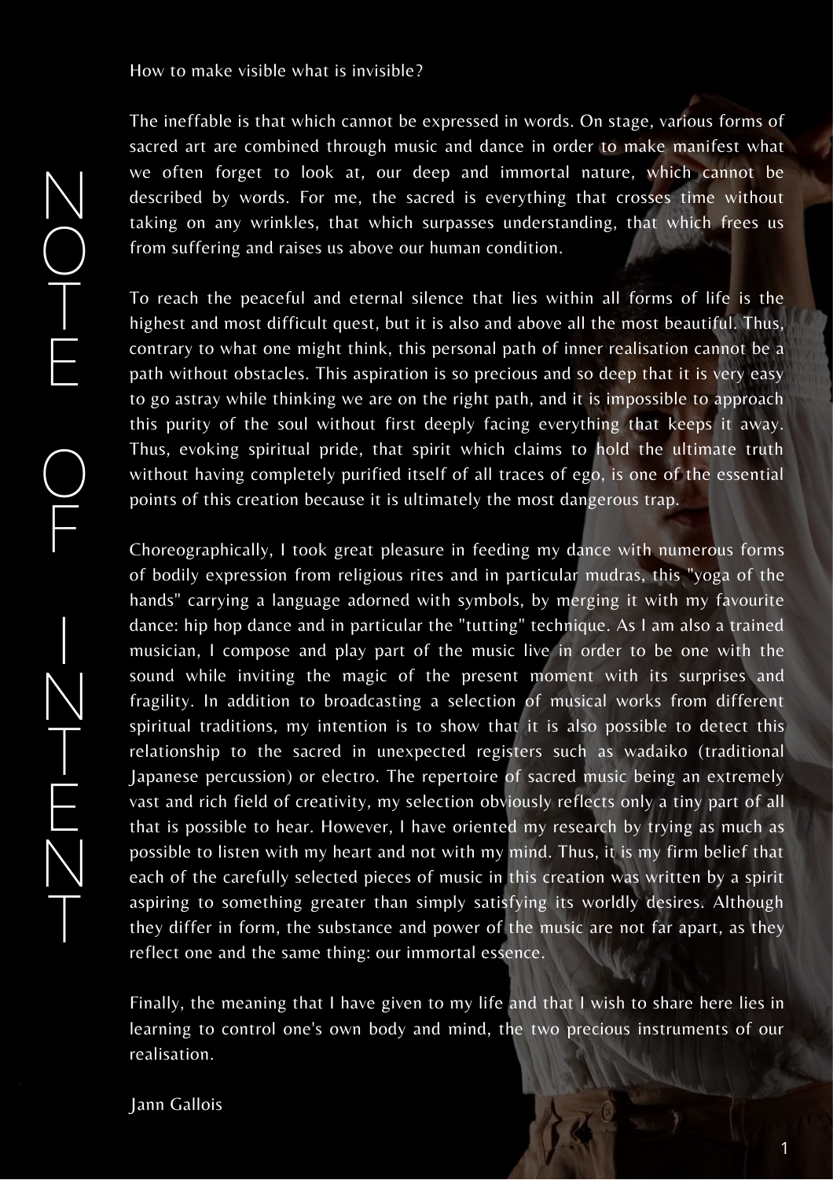# NOTE OF INTENT

How to make visible what is invisible?

The ineffable is that which cannot be expressed in words. On stage, various forms of sacred art are combined through music and dance in order to make manifest what we often forget to look at, our deep and immortal nature, which cannot be described by words. For me, the sacred is everything that crosses time without taking on any wrinkles, that which surpasses understanding, that which frees us from suffering and raises us above our human condition.

To reach the peaceful and eternal silence that lies within all forms of life is the highest and most difficult quest, but it is also and above all the most beautiful. Thus, contrary to what one might think, this personal path of inner realisation cannot be a path without obstacles. This aspiration is so precious and so deep that it is very easy to go astray while thinking we are on the right path, and it is impossible to approach this purity of the soul without first deeply facing everything that keeps it away. Thus, evoking spiritual pride, that spirit which claims to hold the ultimate truth without having completely purified itself of all traces of ego, is one of the essential points of this creation because it is ultimately the most dangerous trap.

Choreographically, I took great pleasure in feeding my dance with numerous forms of bodily expression from religious rites and in particular mudras, this "yoga of the hands" carrying a language adorned with symbols, by merging it with my favourite dance: hip hop dance and in particular the "tutting" technique. As I am also a trained musician, I compose and play part of the music live in order to be one with the sound while inviting the magic of the present moment with its surprises and fragility. In addition to broadcasting a selection of musical works from different spiritual traditions, my intention is to show that it is also possible to detect this relationship to the sacred in unexpected registers such as wadaiko (traditional Japanese percussion) or electro. The repertoire of sacred music being an extremely vast and rich field of creativity, my selection obviously reflects only a tiny part of all that is possible to hear. However, I have oriented my research by trying as much as possible to listen with my heart and not with my mind. Thus, it is my firm belief that each of the carefully selected pieces of music in this creation was written by a spirit aspiring to something greater than simply satisfying its worldly desires. Although they differ in form, the substance and power of the music are not far apart, as they reflect one and the same thing: our immortal essence.

Finally, the meaning that I have given to my life and that I wish to share here lies in learning to control one's own body and mind, the two precious instruments of our realisation.

Jann Gallois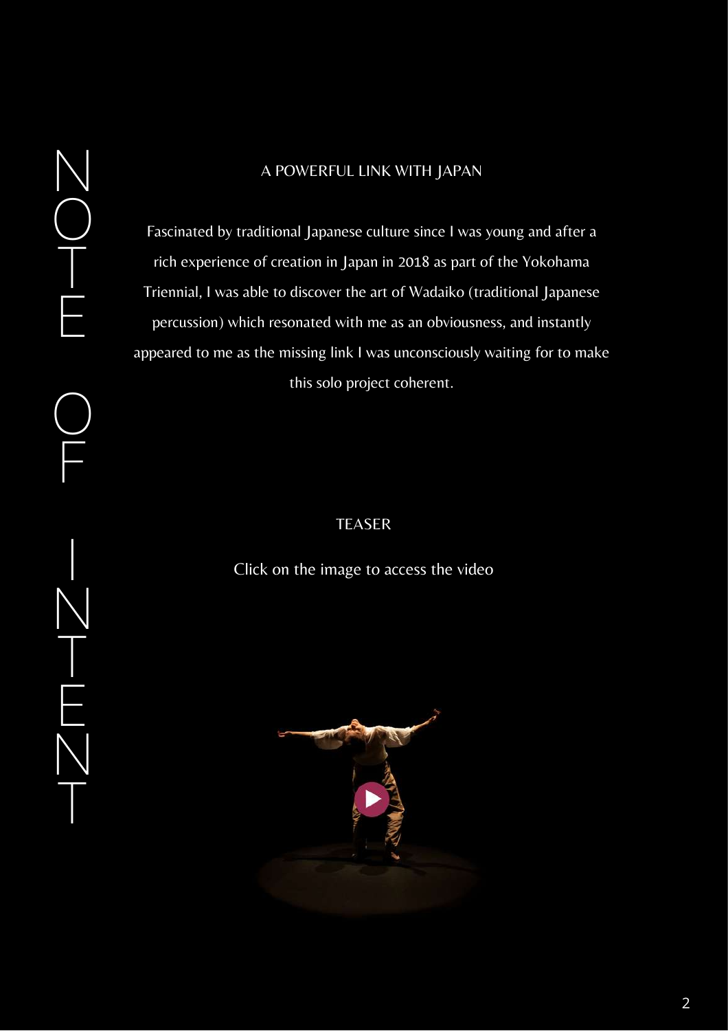# NOTE OF INTENT

## A POWERFUL LINK WITH JAPAN

Fascinated by traditional Japanese culture since I was young and after a rich experience of creation in Japan in 2018 as part of the Yokohama Triennial, I was able to discover the art of Wadaiko (traditional Japanese percussion) which resonated with me as an obviousness, and instantly appeared to me as the missing link I was unconsciously waiting for to make this solo project coherent.

## TEASER

Click on the image to access the video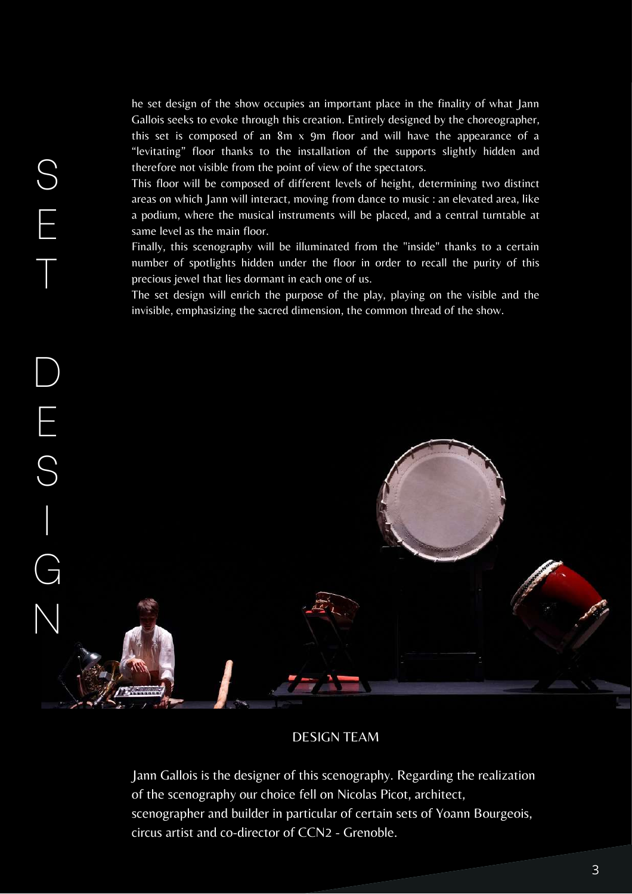# SET DESIGN

he set design of the show occupies an important place in the finality of what Jann Gallois seeks to evoke through this creation. Entirely designed by the choreographer, this set is composed of an 8m x 9m floor and will have the appearance of a "levitating" floor thanks to the installation of the supports slightly hidden and therefore not visible from the point of view of the spectators.

This floor will be composed of different levels of height, determining two distinct areas on which Jann will interact, moving from dance to music : an elevated area, like a podium, where the musical instruments will be placed, and a central turntable at same level as the main floor.

Finally, this scenography will be illuminated from the "inside" thanks to a certain number of spotlights hidden under the floor in order to recall the purity of this precious jewel that lies dormant in each one of us.

The set design will enrich the purpose of the play, playing on the visible and the invisible, emphasizing the sacred dimension, the common thread of the show.

## DESIGN TEAM

Jann Gallois is the designer of this scenography. Regarding the realization of the scenography our choice fell on Nicolas Picot, architect, scenographer and builder in particular of certain sets of Yoann Bourgeois, circus artist and co-director of CCN2 - Grenoble.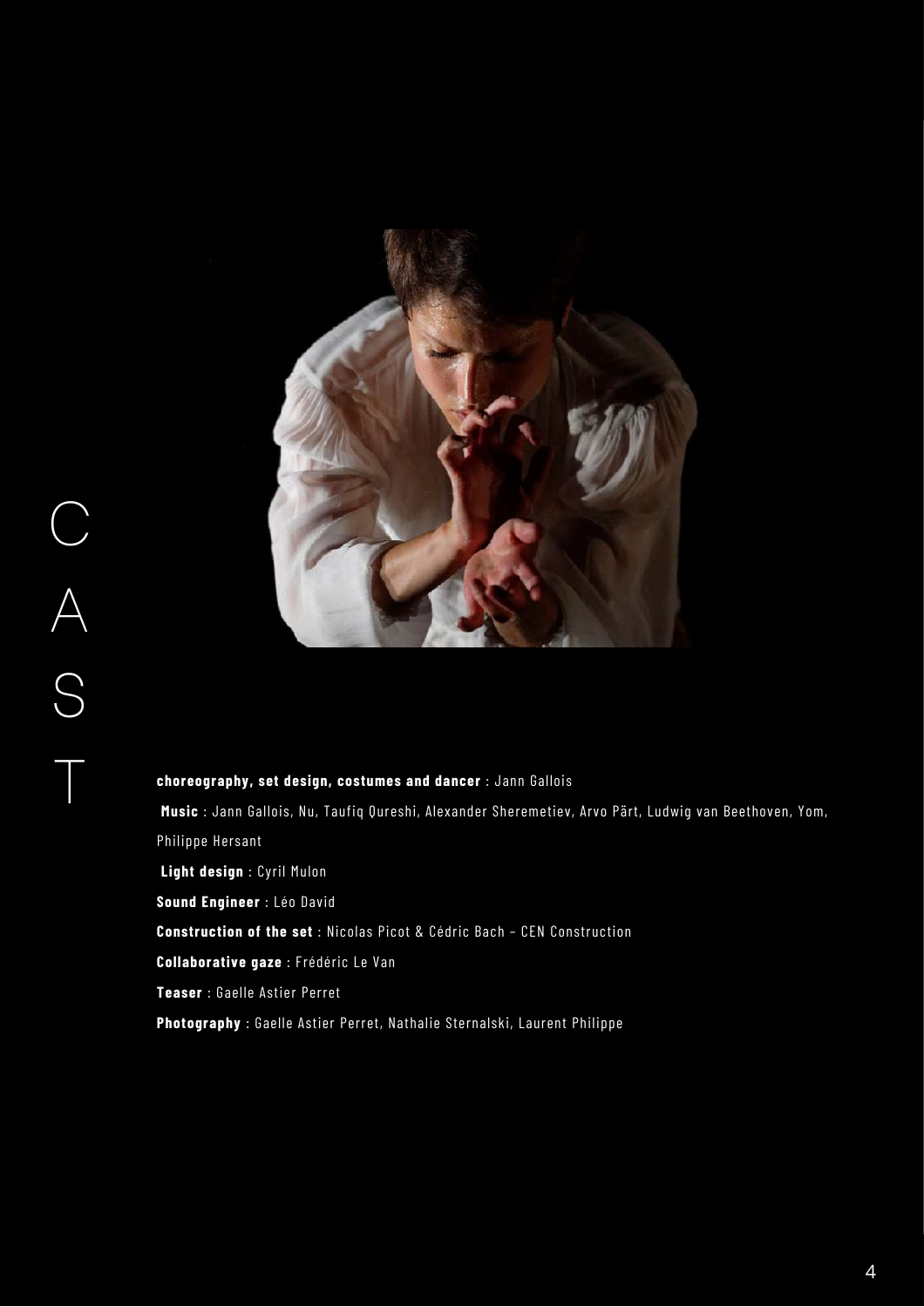# CAST

**choreography, set design, costumes and dancer** : Jann Gallois

**Music** : Jann Gallois, Nu, Taufiq Qureshi, Alexander Sheremetiev, Arvo Pärt, Ludwig van Beethoven, Yom, Philippe Hersant

**Light design** : Cyril Mulon

**Sound Engineer** : Léo David

**Construction of the set** : Nicolas Picot & Cédric Bach – CEN Construction

**Collaborative gaze** : Frédéric Le Van

**Teaser** : Gaelle Astier Perret

**Photography** : Gaelle Astier Perret, Nathalie Sternalski, Laurent Philippe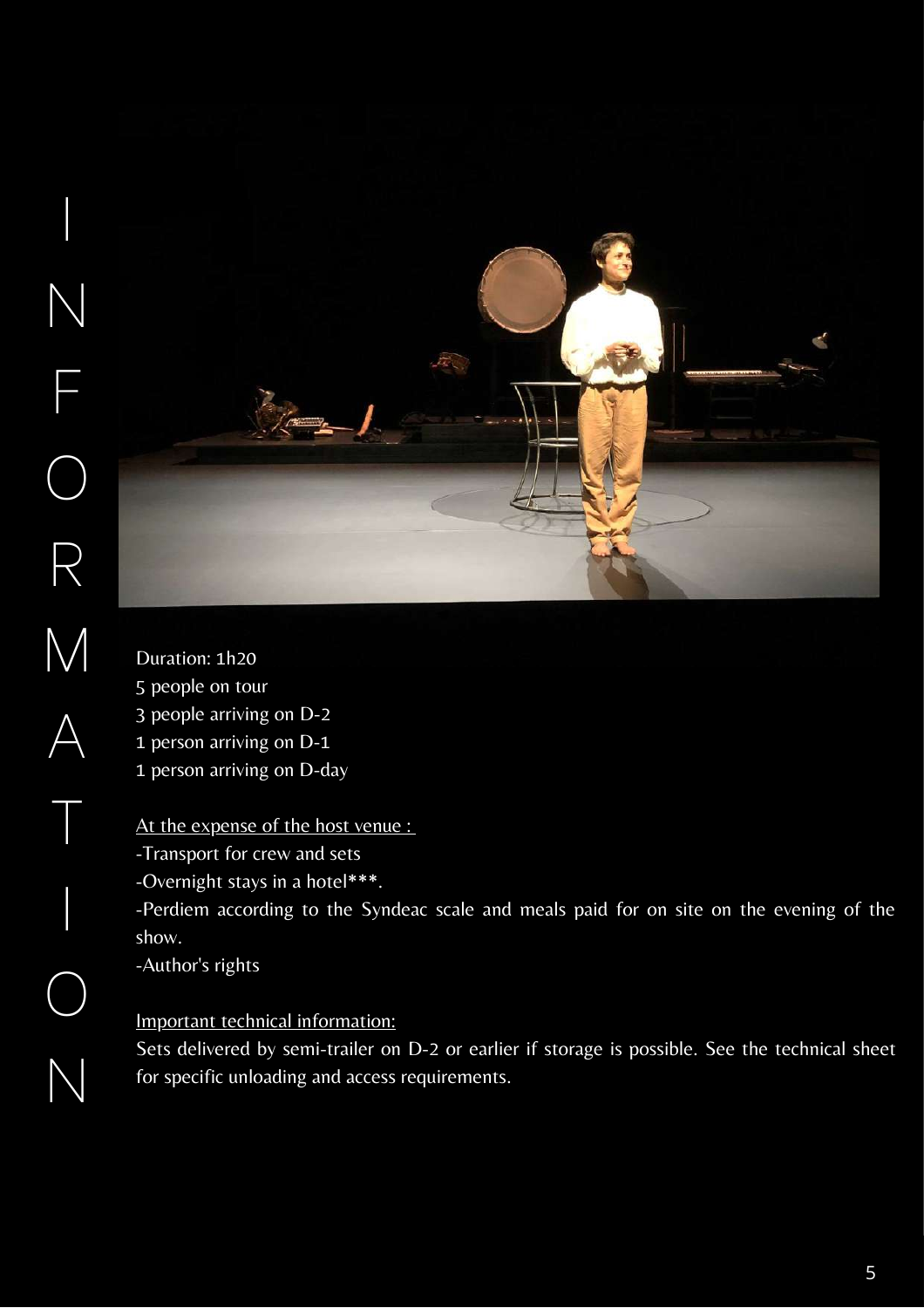# INFORMATION

Duration: 1h20
5 people on tour
3 people arriving on D-2
1 person arriving on D-1
1 person arriving on D-day

At the expense of the host venue :

- Transport for crew and sets
- Overnight stays in a hotel***.
- Perdiem according to the Syndeac scale and meals paid for on site on the evening of the show.
- Author's rights

Important technical information:

Sets delivered by semi-trailer on D-2 or earlier if storage is possible. See the technical sheet for specific unloading and access requirements.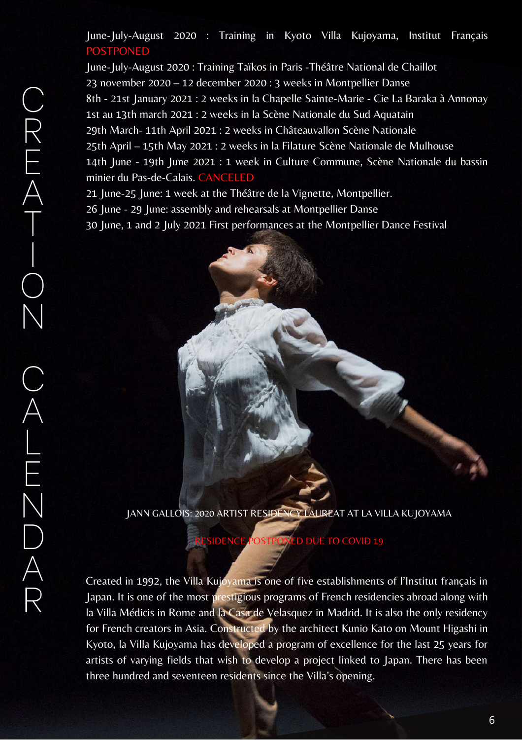# CREATION CALENDAR

June-July-August 2020 : Training in Kyoto Villa Kujoyama, Institut Français POSTPONED

June-July-August 2020 : Training Taïkos in Paris -Théâtre National de Chaillot

23 november 2020 – 12 december 2020 : 3 weeks in Montpellier Danse

8th - 21st January 2021 : 2 weeks in la Chapelle Sainte-Marie - Cie La Baraka à Annonay

1st au 13th march 2021 : 2 weeks in la Scène Nationale du Sud Aquatain

29th March- 11th April 2021 : 2 weeks in Châteauvallon Scène Nationale

25th April – 15th May 2021 : 2 weeks in la Filature Scène Nationale de Mulhouse

14th June - 19th June 2021 : 1 week in Culture Commune, Scène Nationale du bassin minier du Pas-de-Calais. CANCELED

21 June-25 June: 1 week at the Théâtre de la Vignette, Montpellier.

26 June - 29 June: assembly and rehearsals at Montpellier Danse

30 June, 1 and 2 July 2021 First performances at the Montpellier Dance Festival

JANN GALLOIS: 2020 ARTIST RESIDENCY LAUREAT AT LA VILLA KUJOYAMA

RESIDENCE POSTPONED DUE TO COVID 19

Created in 1992, the Villa Kujoyama is one of five establishments of l'Institut français in Japan. It is one of the most prestigious programs of French residencies abroad along with la Villa Médicis in Rome and la Casa de Velasquez in Madrid. It is also the only residency for French creators in Asia. Constructed by the architect Kunio Kato on Mount Higashi in Kyoto, la Villa Kujoyama has developed a program of excellence for the last 25 years for artists of varying fields that wish to develop a project linked to Japan. There has been three hundred and seventeen residents since the Villa's opening.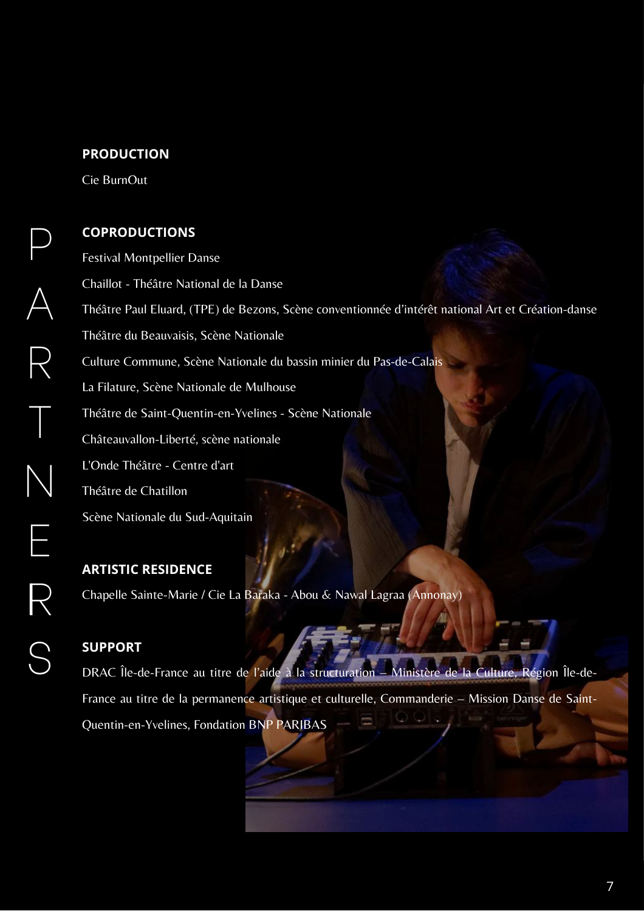# PARTNERS

## PRODUCTION

Cie BurnOut

## COPRODUCTIONS

Festival Montpellier Danse

Chaillot - Théâtre National de la Danse

Théâtre Paul Eluard, (TPE) de Bezons, Scène conventionnée d'intérêt national Art et Création-danse

Théâtre du Beauvaisis, Scène Nationale

Culture Commune, Scène Nationale du bassin minier du Pas-de-Calais

La Filature, Scène Nationale de Mulhouse

Théâtre de Saint-Quentin-en-Yvelines - Scène Nationale

Châteauvallon-Liberté, scène nationale

L'Onde Théâtre - Centre d'art

Théâtre de Chatillon

Scène Nationale du Sud-Aquitain

## ARTISTIC RESIDENCE

Chapelle Sainte-Marie / Cie La Baraka - Abou & Nawal Lagraa (Annonay)

## SUPPORT

DRAC Île-de-France au titre de l'aide à la structuration – Ministère de la Culture, Région Île-de-France au titre de la permanence artistique et culturelle, Commanderie – Mission Danse de Saint-Quentin-en-Yvelines, Fondation BNP PARIBAS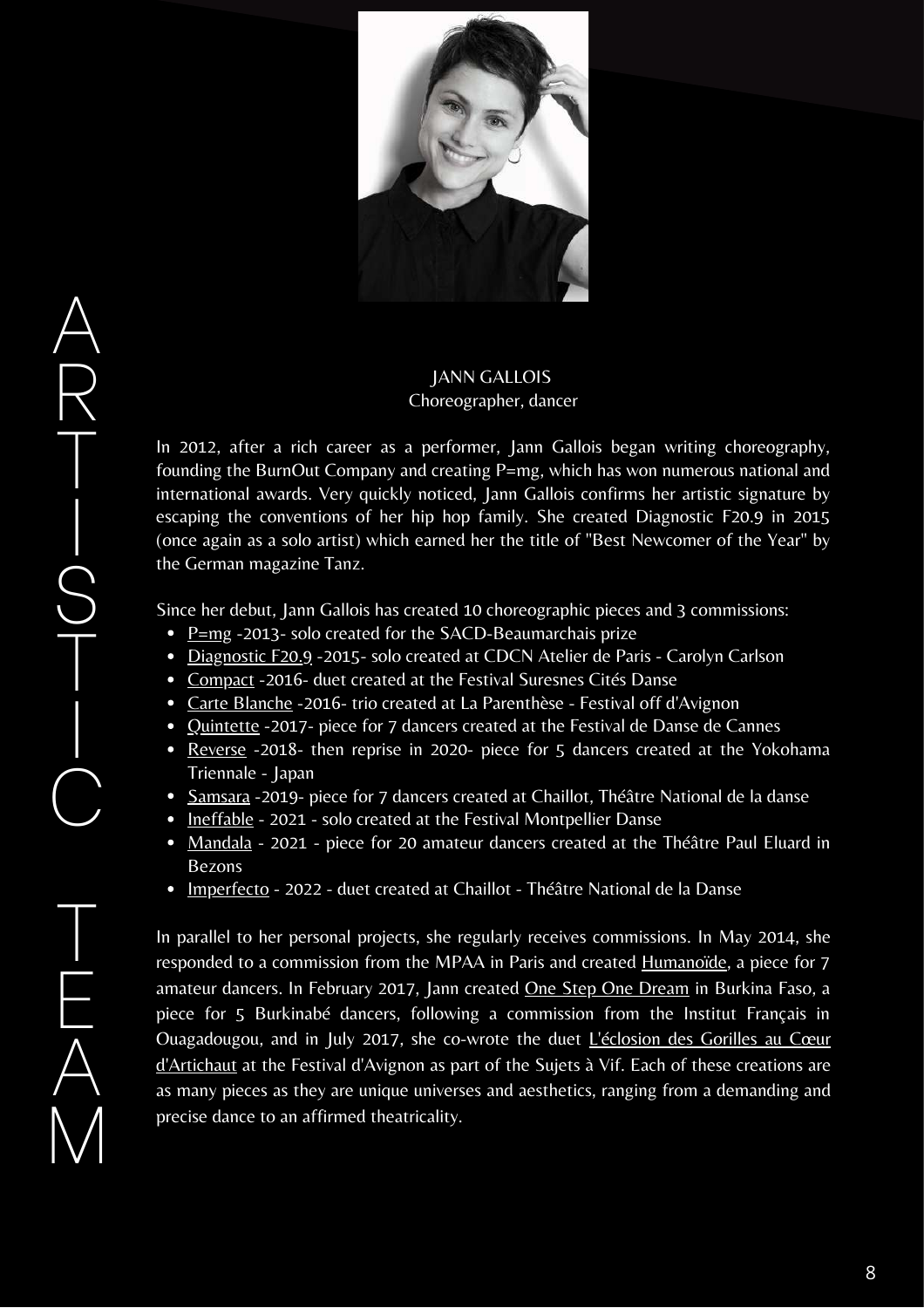# ARTISTIC TEAM

JANN GALLOIS
Choreographer, dancer

In 2012, after a rich career as a performer, Jann Gallois began writing choreography, founding the BurnOut Company and creating P=mg, which has won numerous national and international awards. Very quickly noticed, Jann Gallois confirms her artistic signature by escaping the conventions of her hip hop family. She created Diagnostic F20.9 in 2015 (once again as a solo artist) which earned her the title of "Best Newcomer of the Year" by the German magazine Tanz.

Since her debut, Jann Gallois has created 10 choreographic pieces and 3 commissions:

- P=mg -2013- solo created for the SACD-Beaumarchais prize
- Diagnostic F20.9 -2015- solo created at CDCN Atelier de Paris - Carolyn Carlson
- Compact -2016- duet created at the Festival Suresnes Cités Danse
- Carte Blanche -2016- trio created at La Parenthèse - Festival off d'Avignon
- Quintette -2017- piece for 7 dancers created at the Festival de Danse de Cannes
- Reverse -2018- then reprise in 2020- piece for 5 dancers created at the Yokohama Triennale - Japan
- Samsara -2019- piece for 7 dancers created at Chaillot, Théâtre National de la danse
- Ineffable - 2021 - solo created at the Festival Montpellier Danse
- Mandala - 2021 - piece for 20 amateur dancers created at the Théâtre Paul Eluard in Bezons
- Imperfecto - 2022 - duet created at Chaillot - Théâtre National de la Danse

In parallel to her personal projects, she regularly receives commissions. In May 2014, she responded to a commission from the MPAA in Paris and created Humanoïde, a piece for 7 amateur dancers. In February 2017, Jann created One Step One Dream in Burkina Faso, a piece for 5 Burkinabé dancers, following a commission from the Institut Français in Ouagadougou, and in July 2017, she co-wrote the duet L'éclosion des Gorilles au Cœur d'Artichaut at the Festival d'Avignon as part of the Sujets à Vif. Each of these creations are as many pieces as they are unique universes and aesthetics, ranging from a demanding and precise dance to an affirmed theatricality.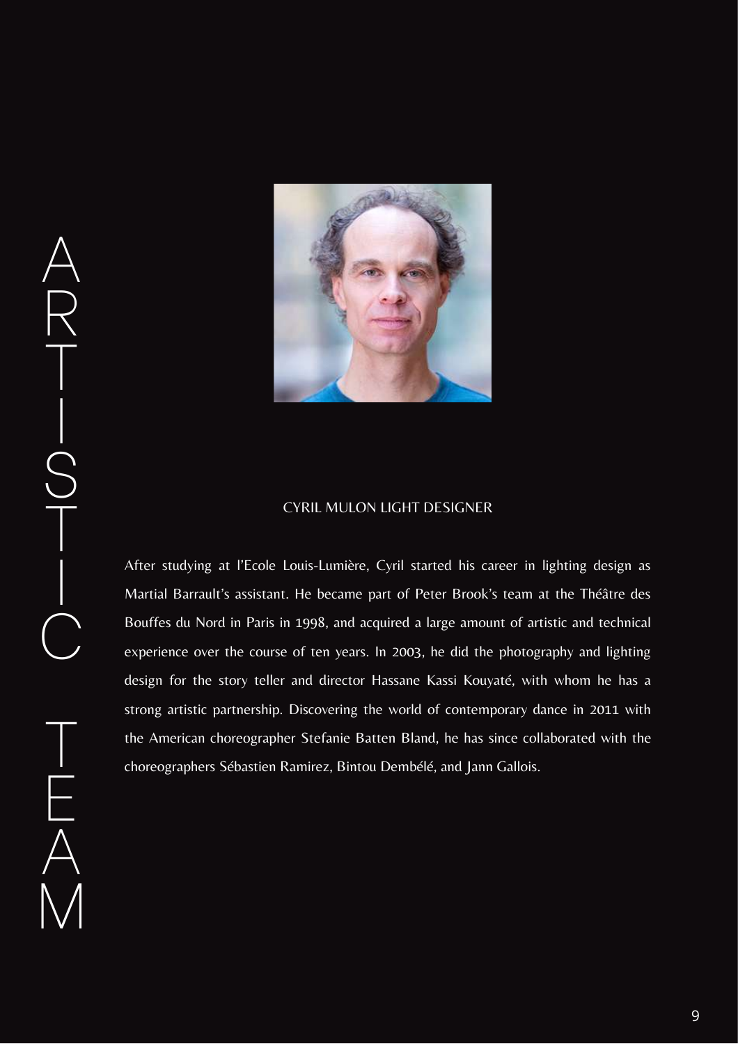# ARTISTIC TEAM

## CYRIL MULON LIGHT DESIGNER

After studying at l'Ecole Louis-Lumière, Cyril started his career in lighting design as Martial Barrault's assistant. He became part of Peter Brook's team at the Théâtre des Bouffes du Nord in Paris in 1998, and acquired a large amount of artistic and technical experience over the course of ten years. In 2003, he did the photography and lighting design for the story teller and director Hassane Kassi Kouyaté, with whom he has a strong artistic partnership. Discovering the world of contemporary dance in 2011 with the American choreographer Stefanie Batten Bland, he has since collaborated with the choreographers Sébastien Ramirez, Bintou Dembélé, and Jann Gallois.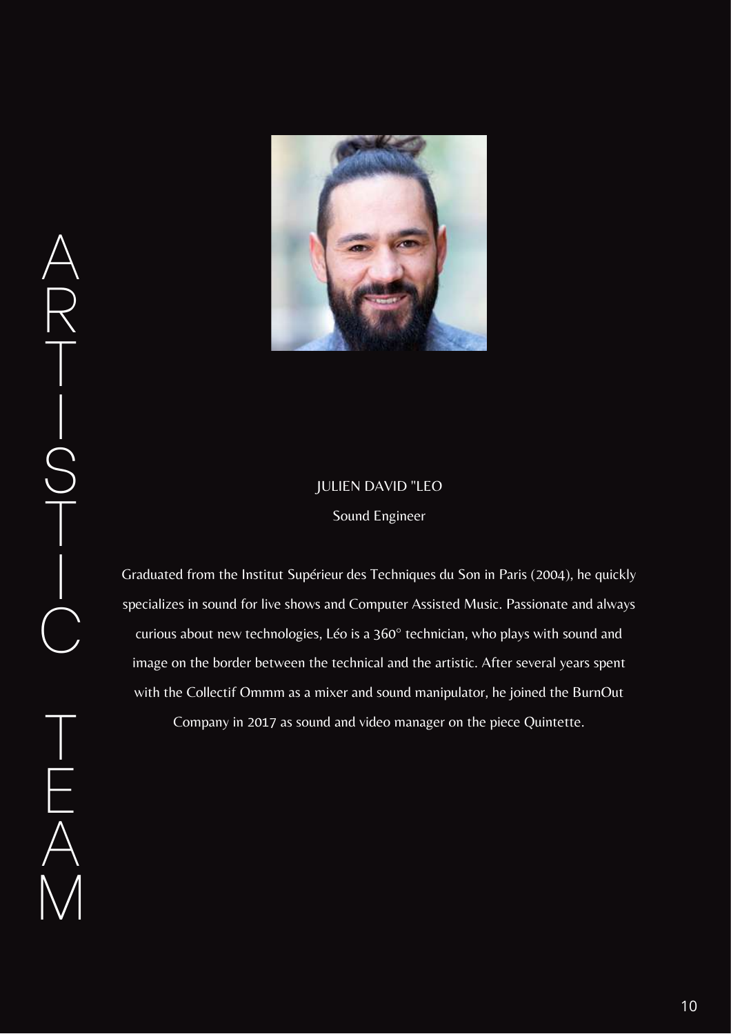# ARTISTIC TEAM

JULIEN DAVID "LEO

Sound Engineer

Graduated from the Institut Supérieur des Techniques du Son in Paris (2004), he quickly specializes in sound for live shows and Computer Assisted Music. Passionate and always curious about new technologies, Léo is a 360° technician, who plays with sound and image on the border between the technical and the artistic. After several years spent with the Collectif Ommm as a mixer and sound manipulator, he joined the BurnOut Company in 2017 as sound and video manager on the piece Quintette.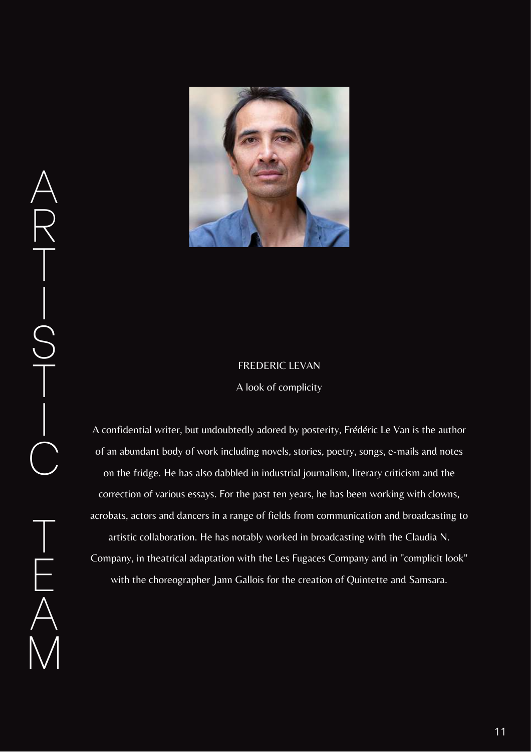# ARTISTIC TEAM

## FREDERIC LEVAN

A look of complicity

A confidential writer, but undoubtedly adored by posterity, Frédéric Le Van is the author of an abundant body of work including novels, stories, poetry, songs, e-mails and notes on the fridge. He has also dabbled in industrial journalism, literary criticism and the correction of various essays. For the past ten years, he has been working with clowns, acrobats, actors and dancers in a range of fields from communication and broadcasting to artistic collaboration. He has notably worked in broadcasting with the Claudia N. Company, in theatrical adaptation with the Les Fugaces Company and in "complicit look" with the choreographer Jann Gallois for the creation of Quintette and Samsara.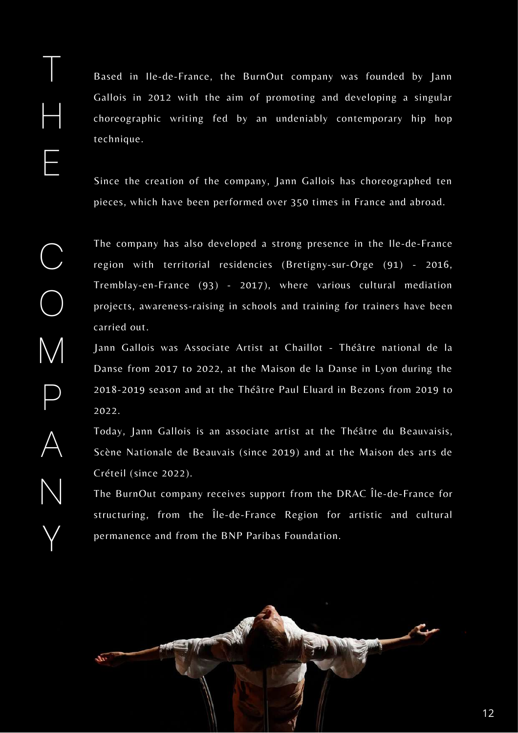# THE COMPANY

Based in Ile-de-France, the BurnOut company was founded by Jann Gallois in 2012 with the aim of promoting and developing a singular choreographic writing fed by an undeniably contemporary hip hop technique.

Since the creation of the company, Jann Gallois has choreographed ten pieces, which have been performed over 350 times in France and abroad.

The company has also developed a strong presence in the Ile-de-France region with territorial residencies (Bretigny-sur-Orge (91) - 2016, Tremblay-en-France (93) - 2017), where various cultural mediation projects, awareness-raising in schools and training for trainers have been carried out.

Jann Gallois was Associate Artist at Chaillot - Théâtre national de la Danse from 2017 to 2022, at the Maison de la Danse in Lyon during the 2018-2019 season and at the Théâtre Paul Eluard in Bezons from 2019 to 2022.

Today, Jann Gallois is an associate artist at the Théâtre du Beauvaisis, Scène Nationale de Beauvais (since 2019) and at the Maison des arts de Créteil (since 2022).

The BurnOut company receives support from the DRAC Île-de-France for structuring, from the Île-de-France Region for artistic and cultural permanence and from the BNP Paribas Foundation.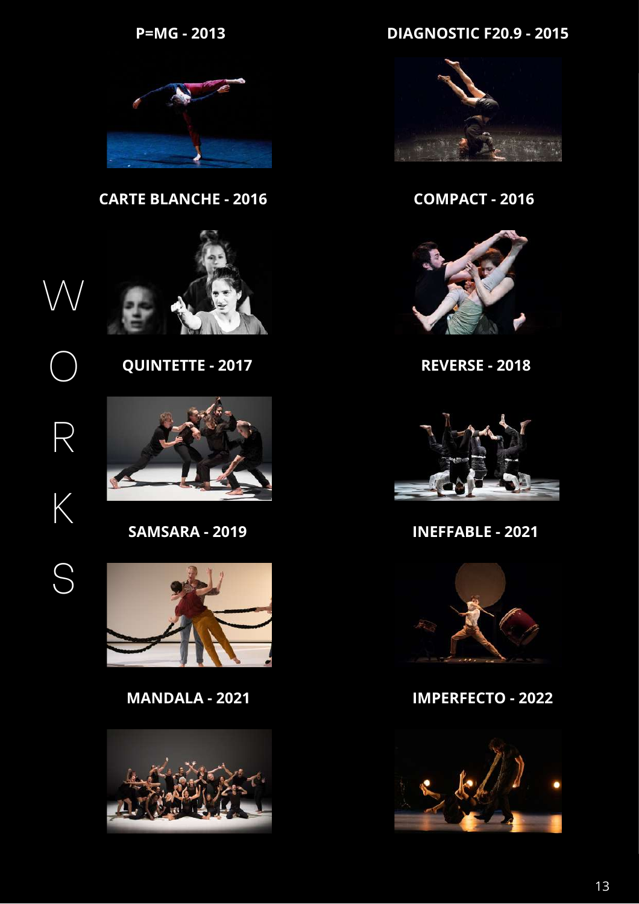# WORKS

**P=MG - 2013**

**DIAGNOSTIC F20.9 - 2015**

**CARTE BLANCHE - 2016**

**COMPACT - 2016**

**QUINTETTE - 2017**

**REVERSE - 2018**

**SAMSARA - 2019**

**INEFFABLE - 2021**

**MANDALA - 2021**

**IMPERFECTO - 2022**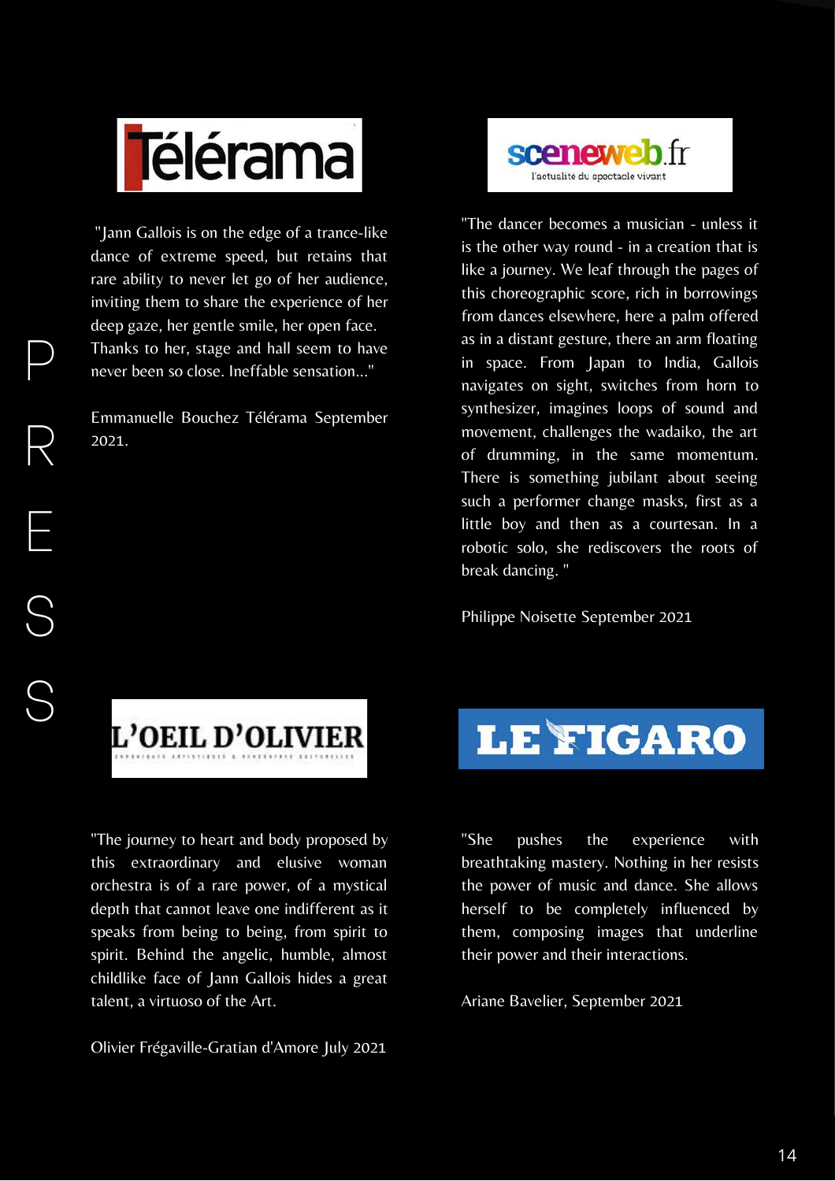# PRESS

## Télérama

"Jann Gallois is on the edge of a trance-like dance of extreme speed, but retains that rare ability to never let go of her audience, inviting them to share the experience of her deep gaze, her gentle smile, her open face. Thanks to her, stage and hall seem to have never been so close. Ineffable sensation..."

Emmanuelle Bouchez Télérama September 2021.

## sceneweb.fr

l'actualité du spectacle vivant

"The dancer becomes a musician - unless it is the other way round - in a creation that is like a journey. We leaf through the pages of this choreographic score, rich in borrowings from dances elsewhere, here a palm offered as in a distant gesture, there an arm floating in space. From Japan to India, Gallois navigates on sight, switches from horn to synthesizer, imagines loops of sound and movement, challenges the wadaiko, the art of drumming, in the same momentum. There is something jubilant about seeing such a performer change masks, first as a little boy and then as a courtesan. In a robotic solo, she rediscovers the roots of break dancing. "

Philippe Noisette September 2021

## L'OEIL D'OLIVIER

"The journey to heart and body proposed by this extraordinary and elusive woman orchestra is of a rare power, of a mystical depth that cannot leave one indifferent as it speaks from being to being, from spirit to spirit. Behind the angelic, humble, almost childlike face of Jann Gallois hides a great talent, a virtuoso of the Art.

Olivier Frégaville-Gratian d'Amore July 2021

## LE FIGARO

"She pushes the experience with breathtaking mastery. Nothing in her resists the power of music and dance. She allows herself to be completely influenced by them, composing images that underline their power and their interactions.

Ariane Bavelier, September 2021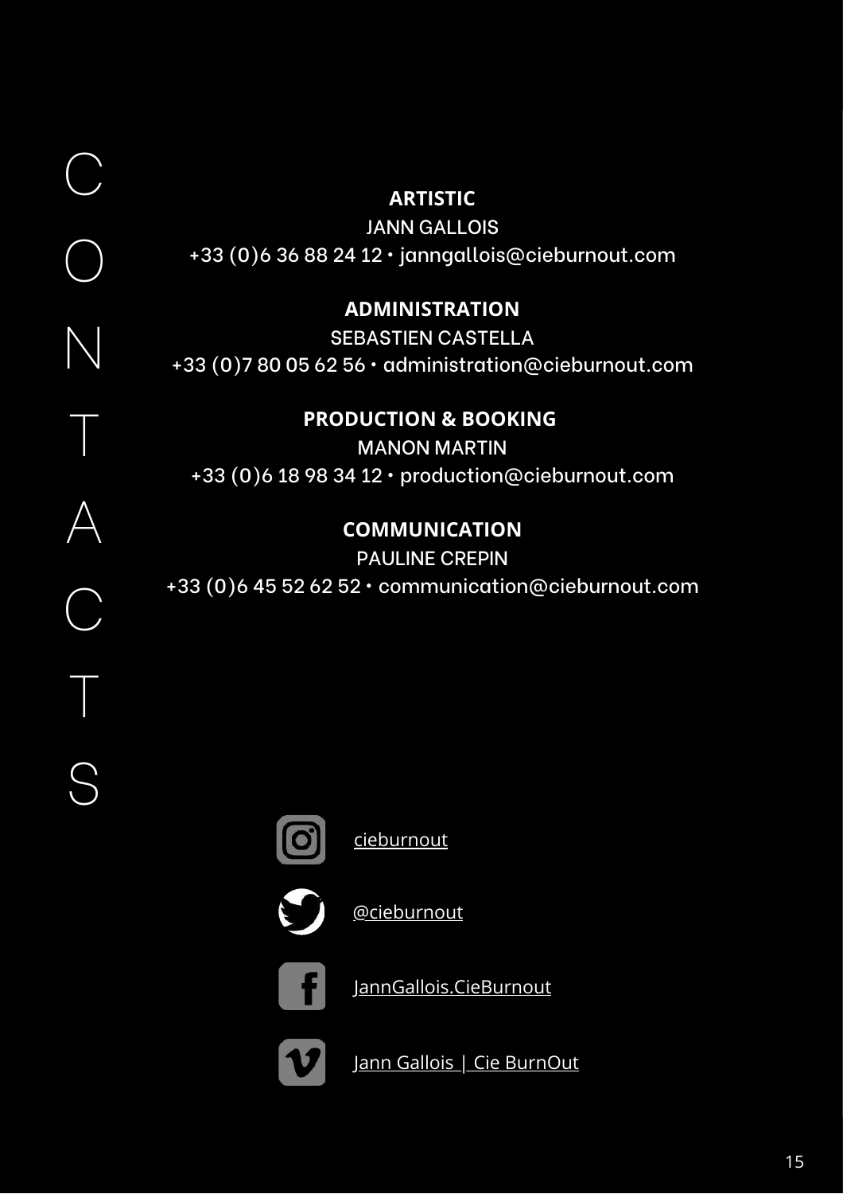# CONTACTS

**ARTISTIC**
JANN GALLOIS
+33 (0)6 36 88 24 12 • janngallois@cieburnout.com

**ADMINISTRATION**
SEBASTIEN CASTELLA
+33 (0)7 80 05 62 56 • administration@cieburnout.com

**PRODUCTION & BOOKING**
MANON MARTIN
+33 (0)6 18 98 34 12 • production@cieburnout.com

**COMMUNICATION**
PAULINE CREPIN
+33 (0)6 45 52 62 52 • communication@cieburnout.com

cieburnout

@cieburnout

JannGallois.CieBurnout

Jann Gallois | Cie BurnOut